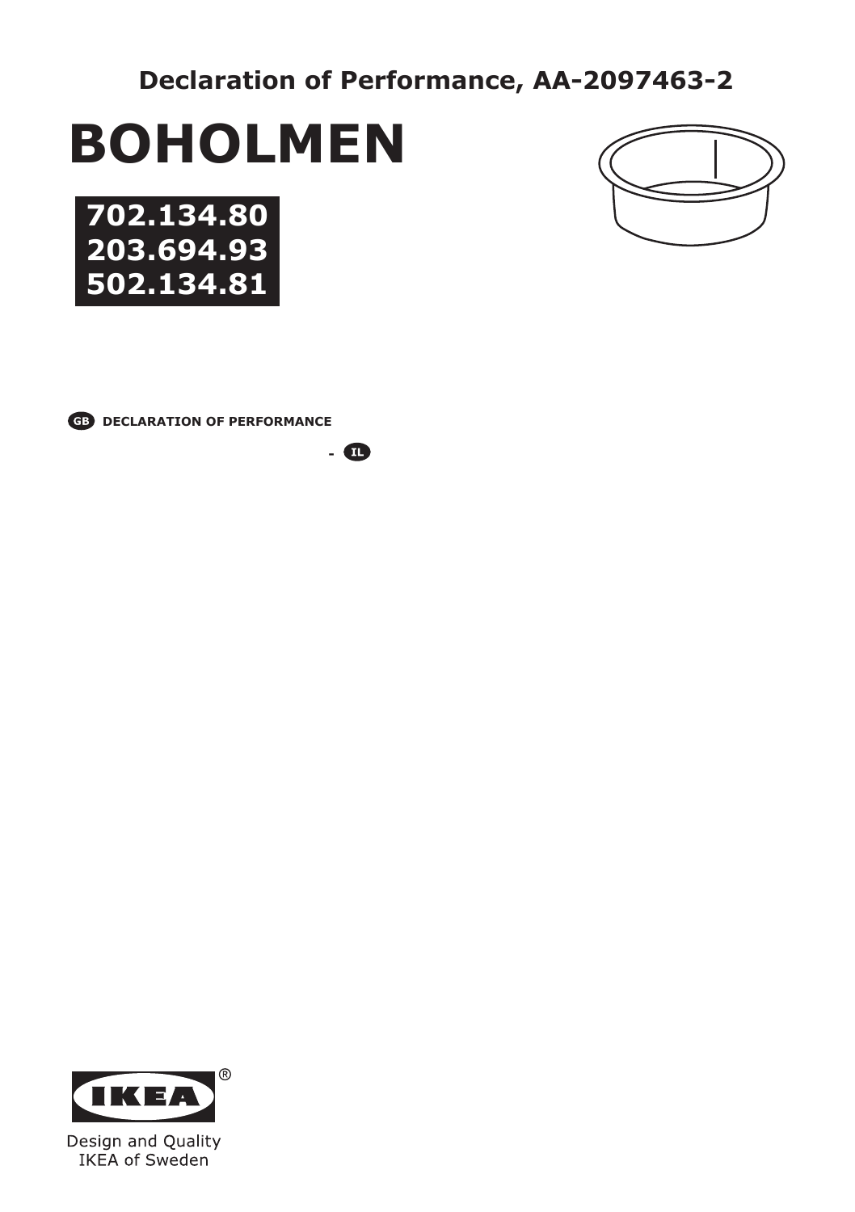Declaration of Performance, AA-2097463-2

# BOHOLMEN

**702.134.80**
**203.694.93**
**502.134.81**

GB **DECLARATION OF PERFORMANCE**

\- IL

IKEA®

Design and Quality
IKEA of Sweden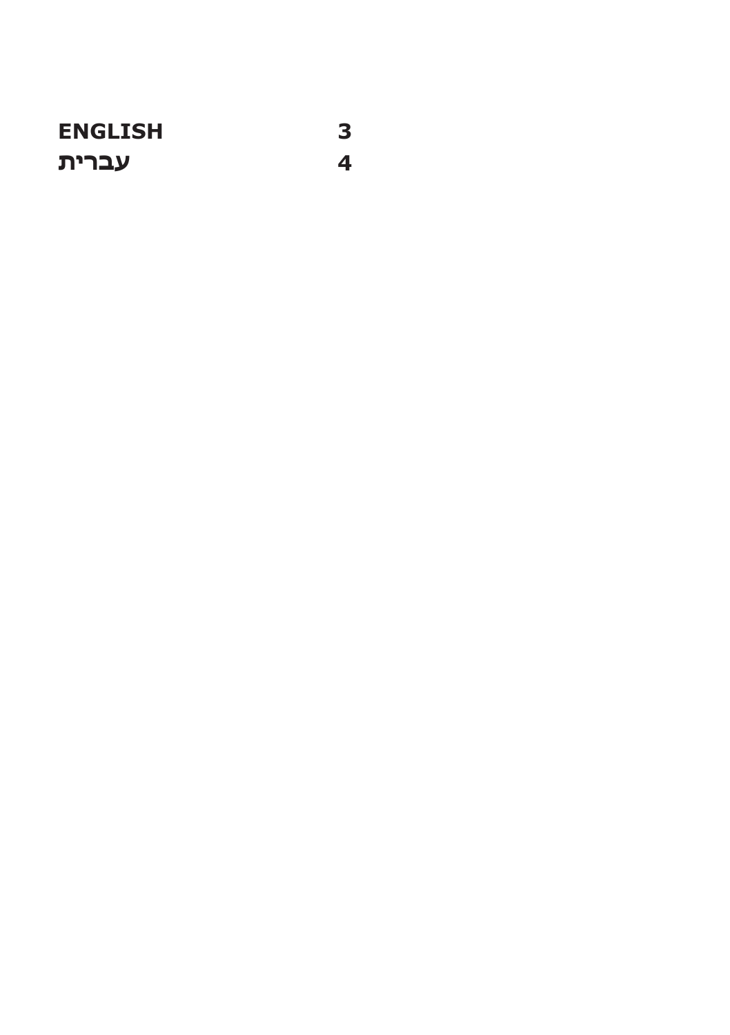| | |
|---|---|
| **ENGLISH** | **3** |
| **עברית** | **4** |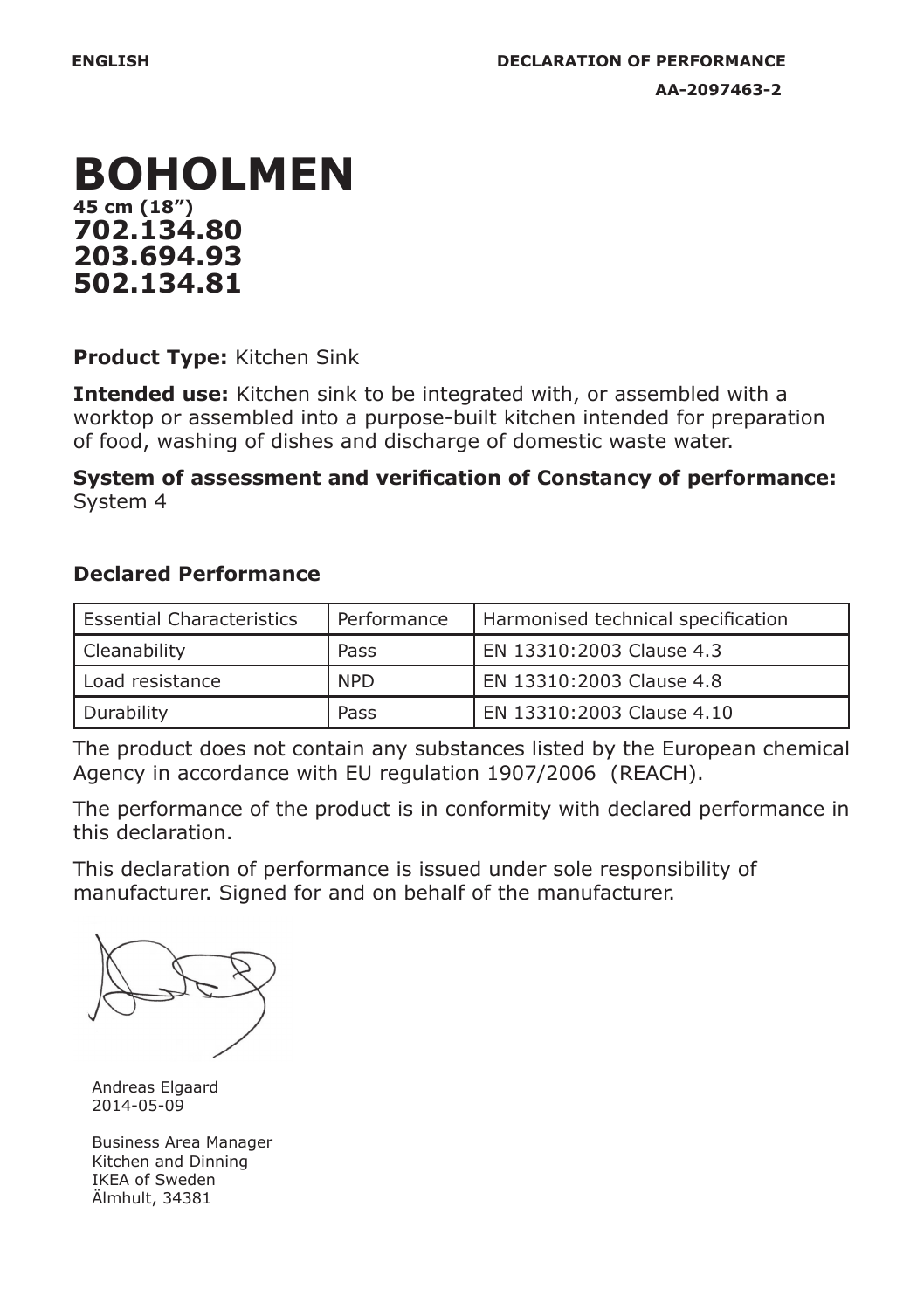ENGLISH

DECLARATION OF PERFORMANCE

AA-2097463-2

# BOHOLMEN

**45 cm (18”)**

**702.134.80**
**203.694.93**
**502.134.81**

**Product Type:** Kitchen Sink

**Intended use:** Kitchen sink to be integrated with, or assembled with a worktop or assembled into a purpose-built kitchen intended for preparation of food, washing of dishes and discharge of domestic waste water.

**System of assessment and verification of Constancy of performance:** System 4

### Declared Performance

| Essential Characteristics | Performance | Harmonised technical specification |
| --- | --- | --- |
| Cleanability | Pass | EN 13310:2003 Clause 4.3 |
| Load resistance | NPD | EN 13310:2003 Clause 4.8 |
| Durability | Pass | EN 13310:2003 Clause 4.10 |

The product does not contain any substances listed by the European chemical Agency in accordance with EU regulation 1907/2006 (REACH).

The performance of the product is in conformity with declared performance in this declaration.

This declaration of performance is issued under sole responsibility of manufacturer. Signed for and on behalf of the manufacturer.

Andreas Elgaard
2014-05-09

Business Area Manager
Kitchen and Dinning
IKEA of Sweden
Älmhult, 34381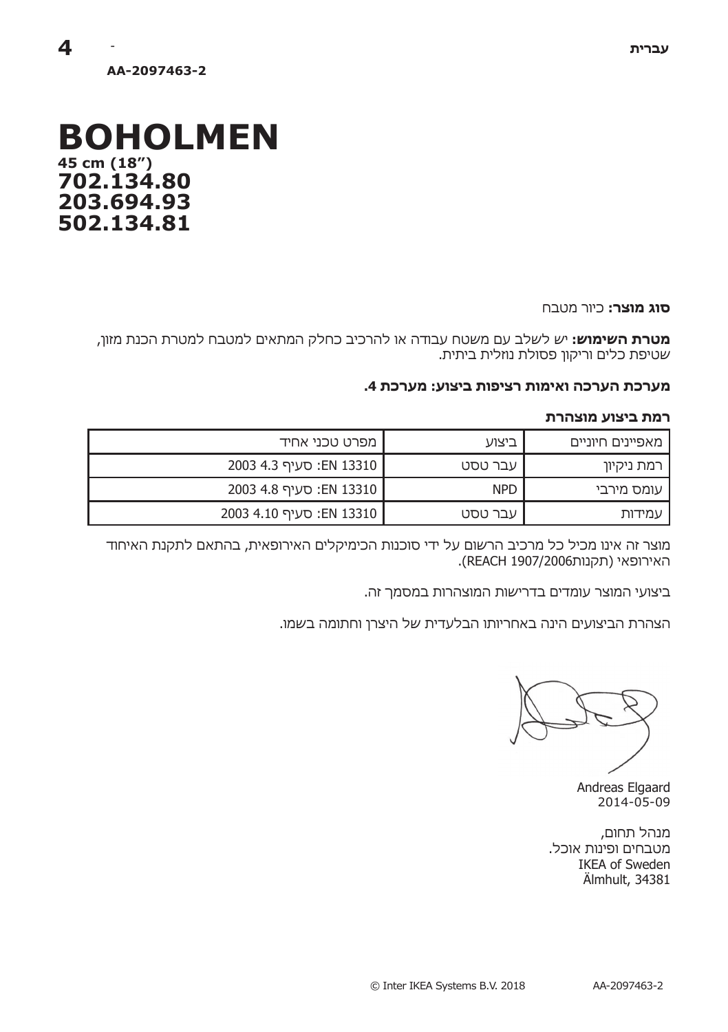AA-2097463-2

# BOHOLMEN

**45 cm (18")**

## 702.134.80
## 203.694.93
## 502.134.81

**סוג מוצר:** כיור מטבח

**מטרת השימוש:** יש לשלב עם משטח עבודה או להרכיב כחלק המתאים למטבח למטרת הכנת מזון, שטיפת כלים וריקון פסולת נוזלית ביתית.

**מערכת הערכה ואימות רציפות ביצוע: מערכת 4.**

**רמת ביצוע מוצהרת**

| מאפיינים חיוניים | ביצוע | מפרט טכני אחיד |
|---|---|---|
| רמת ניקיון | עבר טסט | EN 13310: סעיף 4.3 2003 |
| עומס מירבי | NPD | EN 13310: סעיף 4.8 2003 |
| עמידות | עבר טסט | EN 13310: סעיף 4.10 2003 |

מוצר זה אינו מכיל כל מרכיב הרשום על ידי סוכנות הכימיקלים האירופאית, בהתאם לתקנת האיחוד האירופאי (תקנותREACH 1907/2006).

ביצועי המוצר עומדים בדרישות המוצהרות במסמך זה.

הצהרת הביצועים הינה באחריותו הבלעדית של היצרן וחתומה בשמו.

Andreas Elgaard
2014-05-09

מנהל תחום,
מטבחים ופינות אוכל.
IKEA of Sweden
Älmhult, 34381

© Inter IKEA Systems B.V. 2018